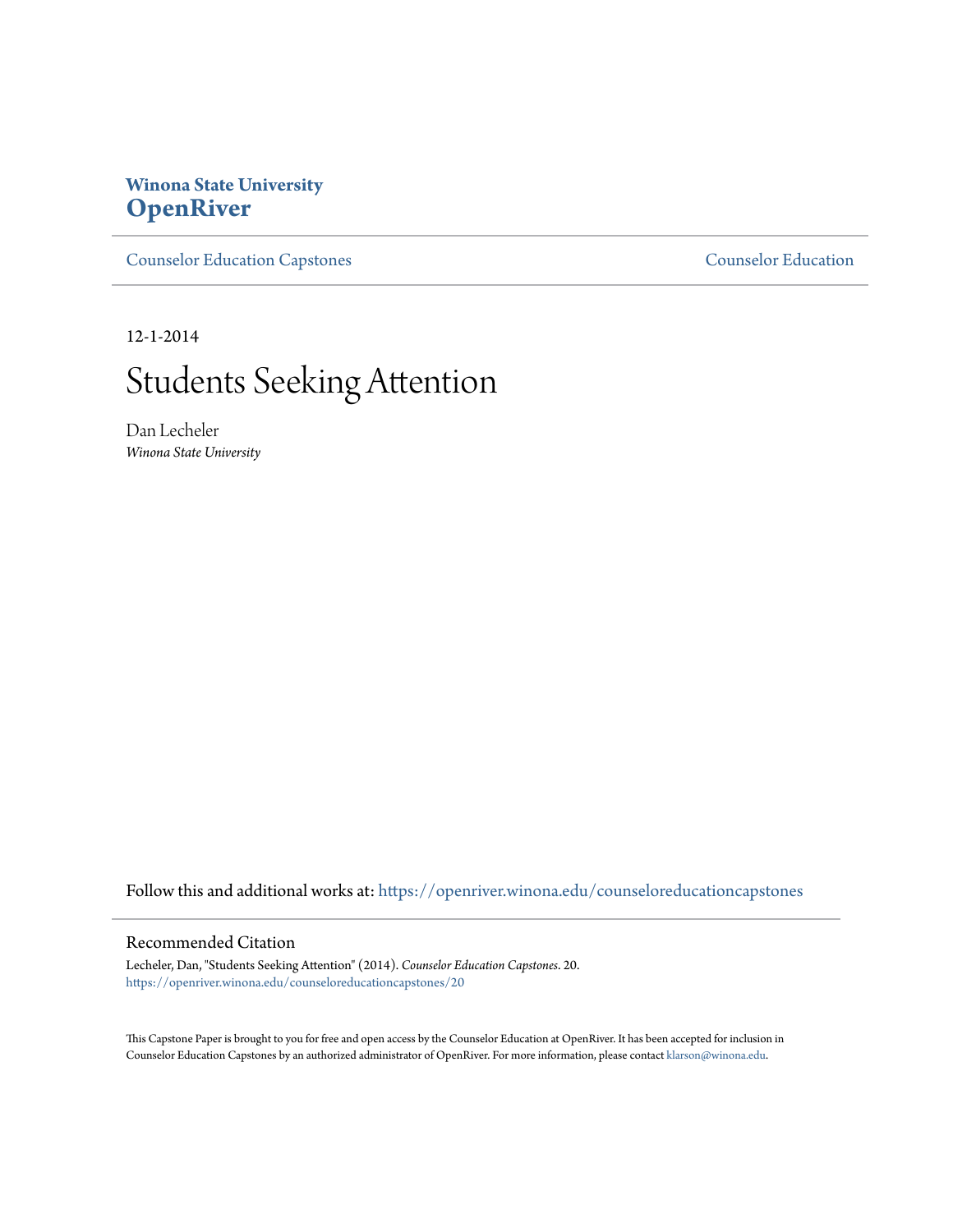**Winona State University**
**OpenRiver**

Counselor Education Capstones | Counselor Education

12-1-2014

# Students Seeking Attention

Dan Lecheler
*Winona State University*

Follow this and additional works at: https://openriver.winona.edu/counseloreducationcapstones

## Recommended Citation

Lecheler, Dan, "Students Seeking Attention" (2014). *Counselor Education Capstones*. 20.
https://openriver.winona.edu/counseloreducationcapstones/20

This Capstone Paper is brought to you for free and open access by the Counselor Education at OpenRiver. It has been accepted for inclusion in Counselor Education Capstones by an authorized administrator of OpenRiver. For more information, please contact klarson@winona.edu.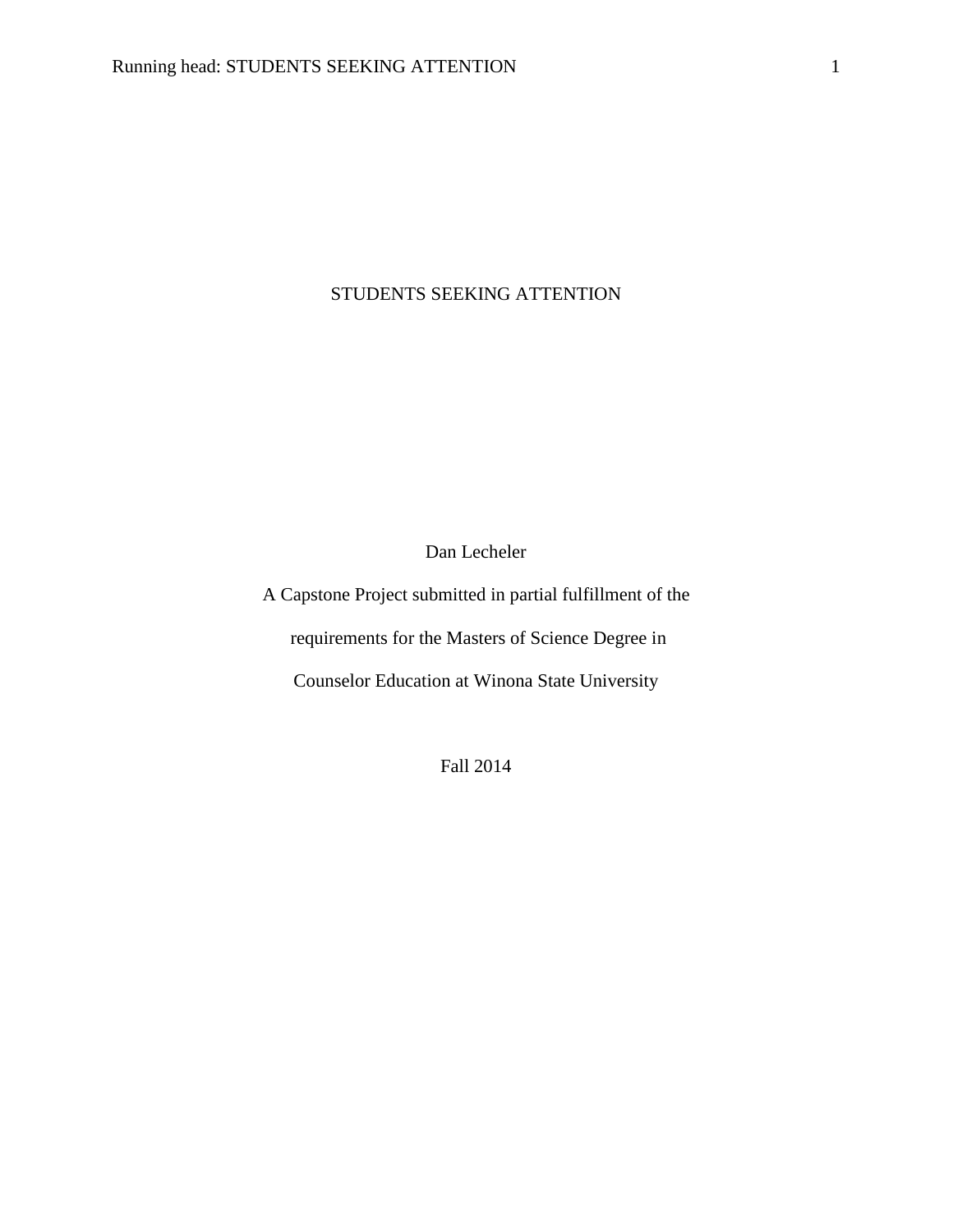# STUDENTS SEEKING ATTENTION

Dan Lecheler

A Capstone Project submitted in partial fulfillment of the

requirements for the Masters of Science Degree in

Counselor Education at Winona State University

Fall 2014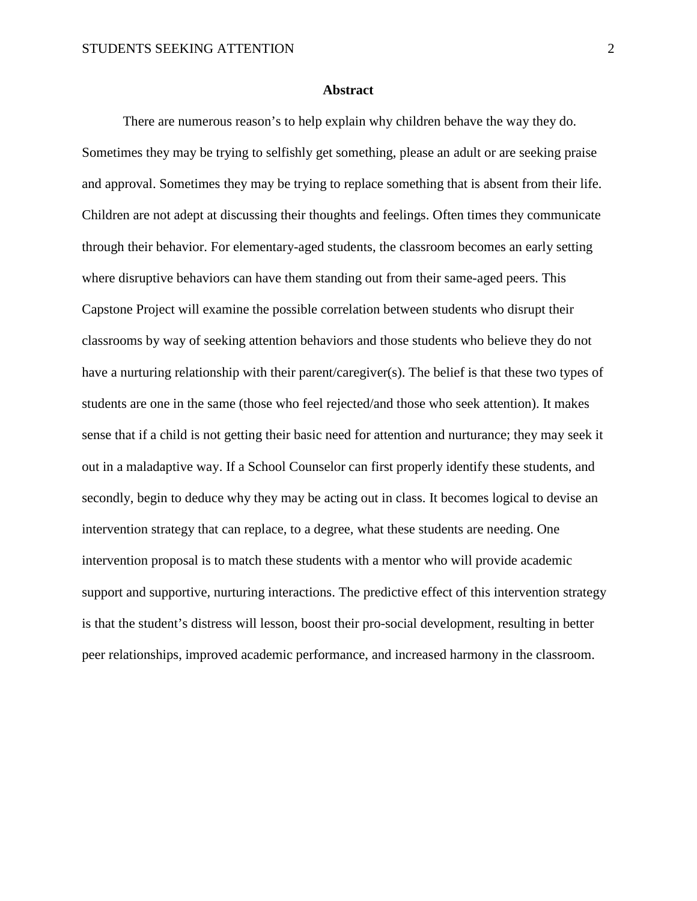## Abstract

There are numerous reason's to help explain why children behave the way they do. Sometimes they may be trying to selfishly get something, please an adult or are seeking praise and approval. Sometimes they may be trying to replace something that is absent from their life. Children are not adept at discussing their thoughts and feelings. Often times they communicate through their behavior. For elementary-aged students, the classroom becomes an early setting where disruptive behaviors can have them standing out from their same-aged peers. This Capstone Project will examine the possible correlation between students who disrupt their classrooms by way of seeking attention behaviors and those students who believe they do not have a nurturing relationship with their parent/caregiver(s). The belief is that these two types of students are one in the same (those who feel rejected/and those who seek attention). It makes sense that if a child is not getting their basic need for attention and nurturance; they may seek it out in a maladaptive way. If a School Counselor can first properly identify these students, and secondly, begin to deduce why they may be acting out in class. It becomes logical to devise an intervention strategy that can replace, to a degree, what these students are needing. One intervention proposal is to match these students with a mentor who will provide academic support and supportive, nurturing interactions. The predictive effect of this intervention strategy is that the student's distress will lesson, boost their pro-social development, resulting in better peer relationships, improved academic performance, and increased harmony in the classroom.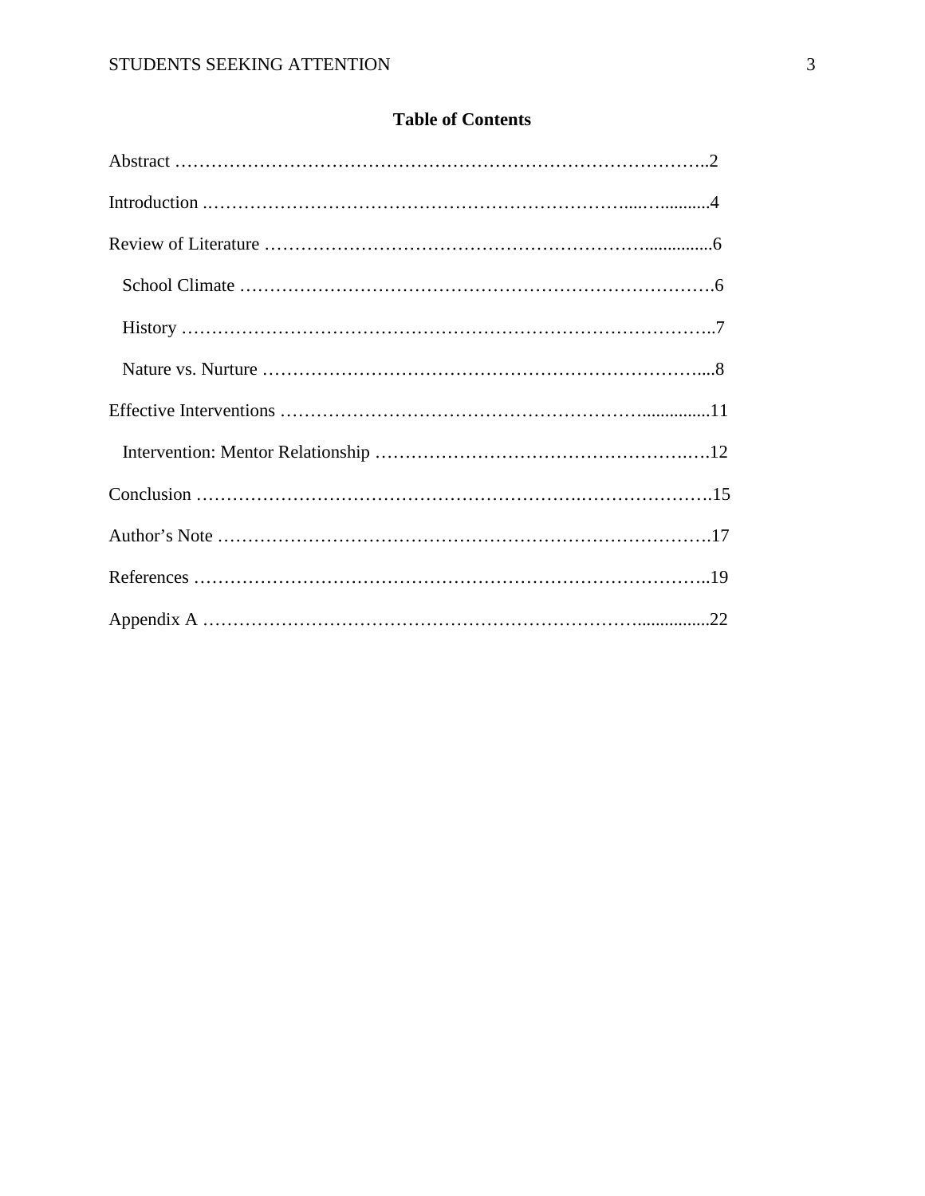**Table of Contents**

Abstract ……………………………………………………………………………..2

Introduction .………………………………………………………….....….........4

Review of Literature ……………………………………………………..............6

School Climate …………………………………………………………………….6

History …………………………………………………………………………..7

Nature vs. Nurture …………………………………………………………….....8

Effective Interventions …………………………………………………...............11

Intervention: Mentor Relationship …………………………………………….….12

Conclusion …………………………………………………….………………….15

Author's Note ……………………………………………………….……………….17

References ………………………………………………………………………..19

Appendix A ……………………………………………………………................22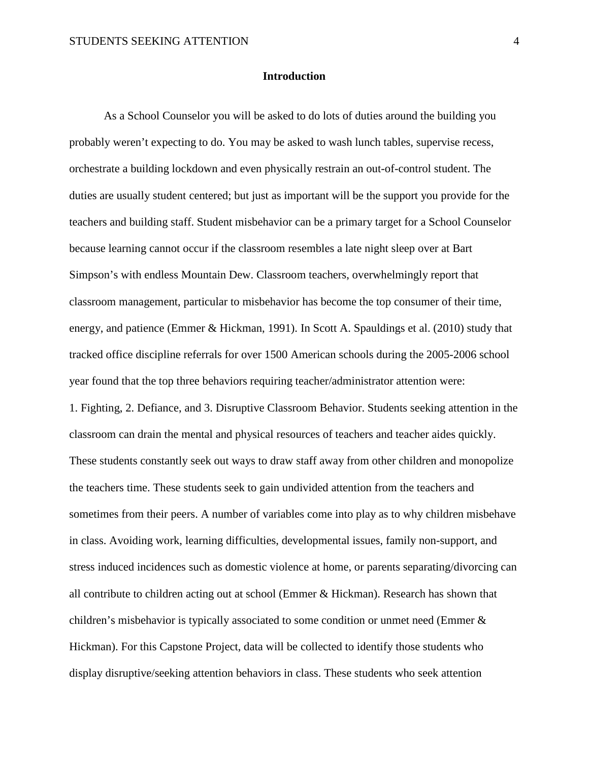## Introduction

As a School Counselor you will be asked to do lots of duties around the building you probably weren't expecting to do. You may be asked to wash lunch tables, supervise recess, orchestrate a building lockdown and even physically restrain an out-of-control student. The duties are usually student centered; but just as important will be the support you provide for the teachers and building staff. Student misbehavior can be a primary target for a School Counselor because learning cannot occur if the classroom resembles a late night sleep over at Bart Simpson's with endless Mountain Dew. Classroom teachers, overwhelmingly report that classroom management, particular to misbehavior has become the top consumer of their time, energy, and patience (Emmer & Hickman, 1991). In Scott A. Spauldings et al. (2010) study that tracked office discipline referrals for over 1500 American schools during the 2005-2006 school year found that the top three behaviors requiring teacher/administrator attention were: 1. Fighting, 2. Defiance, and 3. Disruptive Classroom Behavior. Students seeking attention in the classroom can drain the mental and physical resources of teachers and teacher aides quickly. These students constantly seek out ways to draw staff away from other children and monopolize the teachers time. These students seek to gain undivided attention from the teachers and sometimes from their peers. A number of variables come into play as to why children misbehave in class. Avoiding work, learning difficulties, developmental issues, family non-support, and stress induced incidences such as domestic violence at home, or parents separating/divorcing can all contribute to children acting out at school (Emmer & Hickman). Research has shown that children's misbehavior is typically associated to some condition or unmet need (Emmer & Hickman). For this Capstone Project, data will be collected to identify those students who display disruptive/seeking attention behaviors in class. These students who seek attention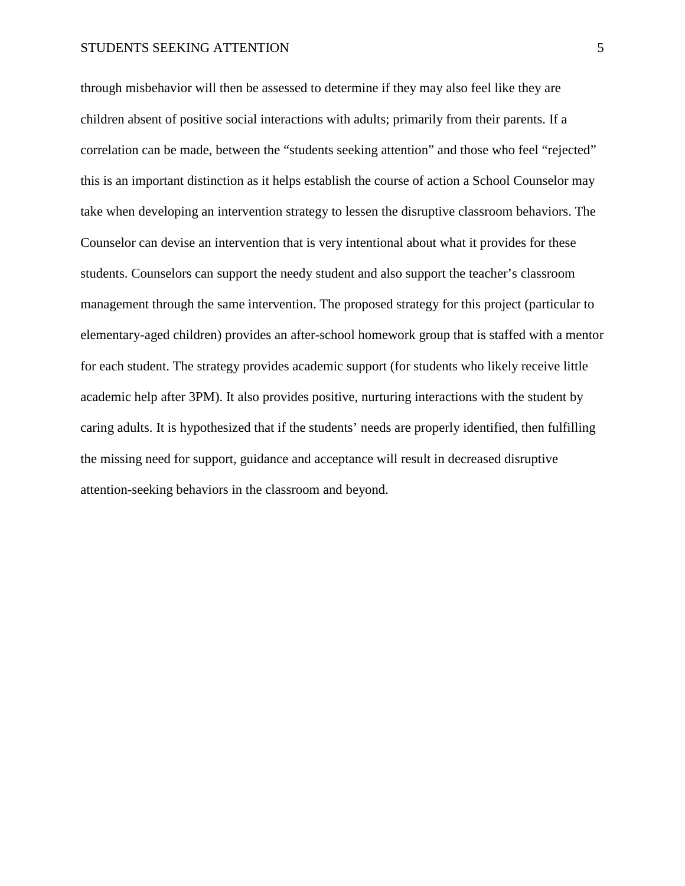through misbehavior will then be assessed to determine if they may also feel like they are children absent of positive social interactions with adults; primarily from their parents. If a correlation can be made, between the "students seeking attention" and those who feel "rejected" this is an important distinction as it helps establish the course of action a School Counselor may take when developing an intervention strategy to lessen the disruptive classroom behaviors. The Counselor can devise an intervention that is very intentional about what it provides for these students. Counselors can support the needy student and also support the teacher's classroom management through the same intervention. The proposed strategy for this project (particular to elementary-aged children) provides an after-school homework group that is staffed with a mentor for each student. The strategy provides academic support (for students who likely receive little academic help after 3PM). It also provides positive, nurturing interactions with the student by caring adults. It is hypothesized that if the students' needs are properly identified, then fulfilling the missing need for support, guidance and acceptance will result in decreased disruptive attention-seeking behaviors in the classroom and beyond.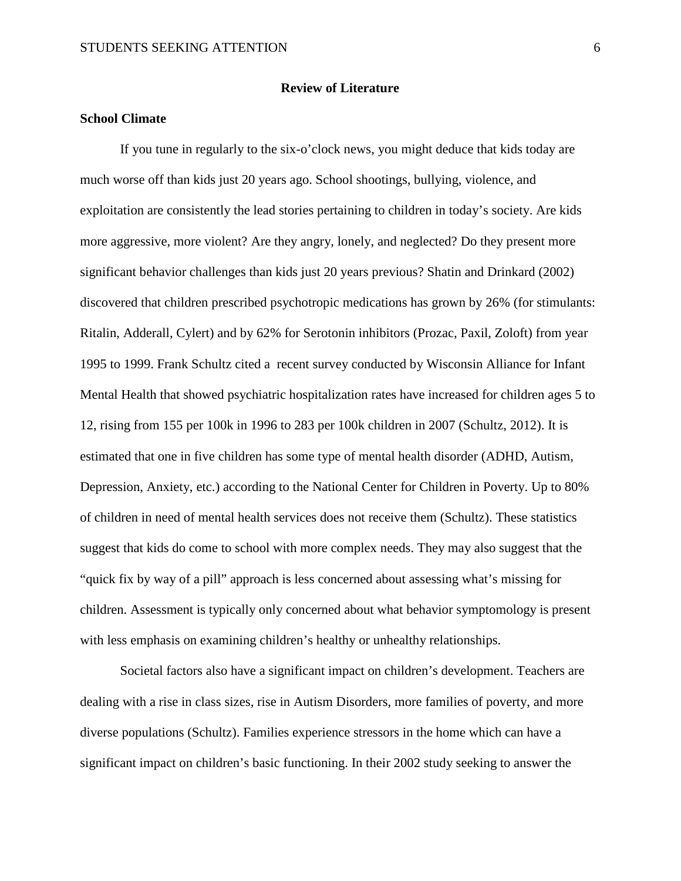## Review of Literature

### School Climate

If you tune in regularly to the six-o'clock news, you might deduce that kids today are much worse off than kids just 20 years ago. School shootings, bullying, violence, and exploitation are consistently the lead stories pertaining to children in today's society. Are kids more aggressive, more violent? Are they angry, lonely, and neglected? Do they present more significant behavior challenges than kids just 20 years previous? Shatin and Drinkard (2002) discovered that children prescribed psychotropic medications has grown by 26% (for stimulants: Ritalin, Adderall, Cylert) and by 62% for Serotonin inhibitors (Prozac, Paxil, Zoloft) from year 1995 to 1999. Frank Schultz cited a recent survey conducted by Wisconsin Alliance for Infant Mental Health that showed psychiatric hospitalization rates have increased for children ages 5 to 12, rising from 155 per 100k in 1996 to 283 per 100k children in 2007 (Schultz, 2012). It is estimated that one in five children has some type of mental health disorder (ADHD, Autism, Depression, Anxiety, etc.) according to the National Center for Children in Poverty. Up to 80% of children in need of mental health services does not receive them (Schultz). These statistics suggest that kids do come to school with more complex needs. They may also suggest that the "quick fix by way of a pill" approach is less concerned about assessing what's missing for children. Assessment is typically only concerned about what behavior symptomology is present with less emphasis on examining children's healthy or unhealthy relationships.

Societal factors also have a significant impact on children's development. Teachers are dealing with a rise in class sizes, rise in Autism Disorders, more families of poverty, and more diverse populations (Schultz). Families experience stressors in the home which can have a significant impact on children's basic functioning. In their 2002 study seeking to answer the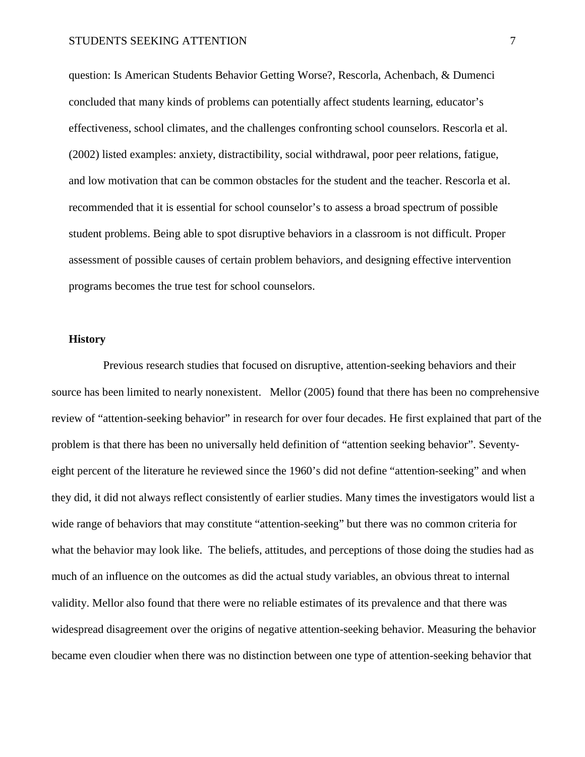question: Is American Students Behavior Getting Worse?, Rescorla, Achenbach, & Dumenci concluded that many kinds of problems can potentially affect students learning, educator's effectiveness, school climates, and the challenges confronting school counselors. Rescorla et al. (2002) listed examples: anxiety, distractibility, social withdrawal, poor peer relations, fatigue, and low motivation that can be common obstacles for the student and the teacher. Rescorla et al. recommended that it is essential for school counselor's to assess a broad spectrum of possible student problems. Being able to spot disruptive behaviors in a classroom is not difficult. Proper assessment of possible causes of certain problem behaviors, and designing effective intervention programs becomes the true test for school counselors.

**History**

Previous research studies that focused on disruptive, attention-seeking behaviors and their source has been limited to nearly nonexistent. Mellor (2005) found that there has been no comprehensive review of "attention-seeking behavior" in research for over four decades. He first explained that part of the problem is that there has been no universally held definition of "attention seeking behavior". Seventy-eight percent of the literature he reviewed since the 1960's did not define "attention-seeking" and when they did, it did not always reflect consistently of earlier studies. Many times the investigators would list a wide range of behaviors that may constitute "attention-seeking" but there was no common criteria for what the behavior may look like. The beliefs, attitudes, and perceptions of those doing the studies had as much of an influence on the outcomes as did the actual study variables, an obvious threat to internal validity. Mellor also found that there were no reliable estimates of its prevalence and that there was widespread disagreement over the origins of negative attention-seeking behavior. Measuring the behavior became even cloudier when there was no distinction between one type of attention-seeking behavior that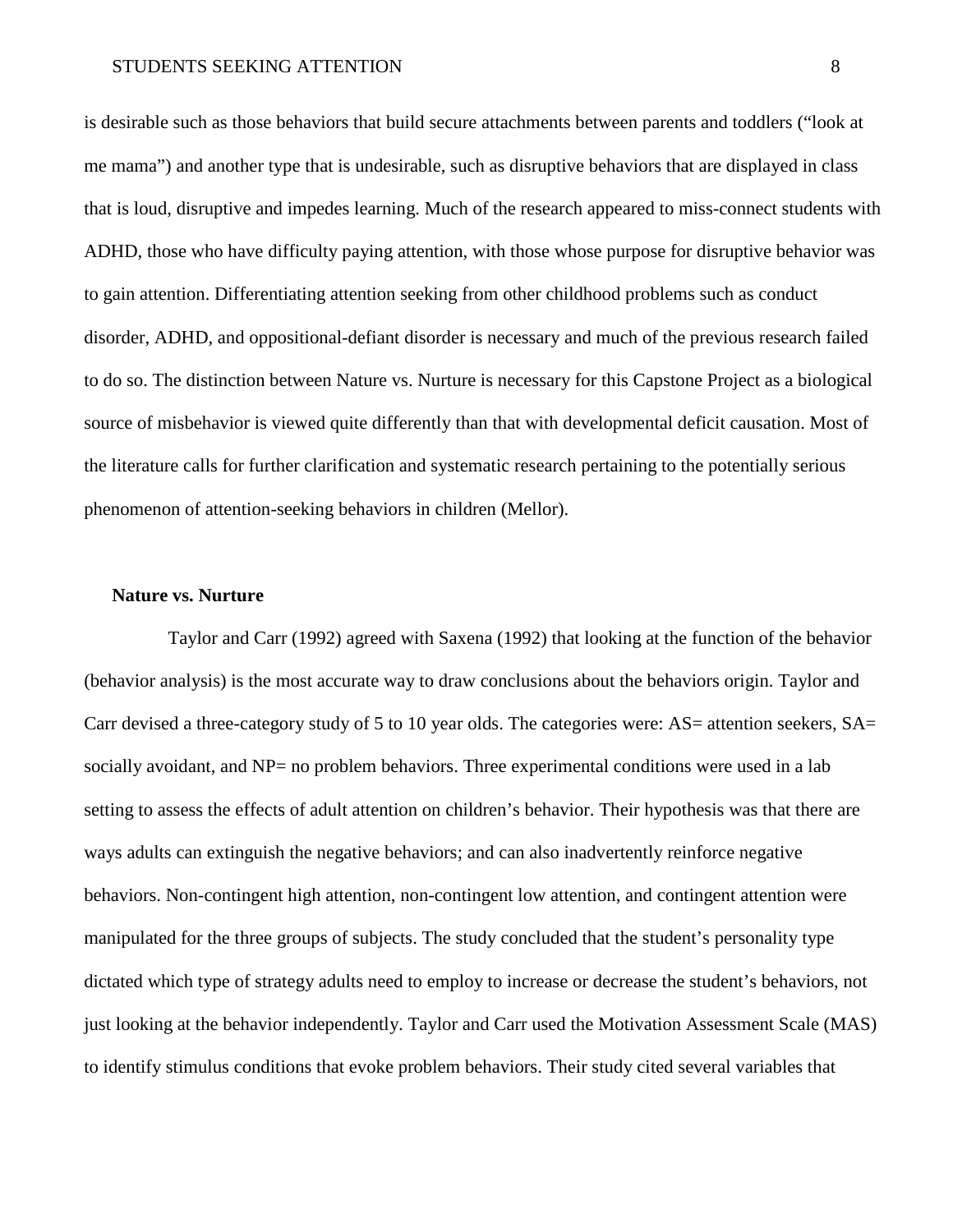is desirable such as those behaviors that build secure attachments between parents and toddlers ("look at me mama") and another type that is undesirable, such as disruptive behaviors that are displayed in class that is loud, disruptive and impedes learning. Much of the research appeared to miss-connect students with ADHD, those who have difficulty paying attention, with those whose purpose for disruptive behavior was to gain attention. Differentiating attention seeking from other childhood problems such as conduct disorder, ADHD, and oppositional-defiant disorder is necessary and much of the previous research failed to do so. The distinction between Nature vs. Nurture is necessary for this Capstone Project as a biological source of misbehavior is viewed quite differently than that with developmental deficit causation. Most of the literature calls for further clarification and systematic research pertaining to the potentially serious phenomenon of attention-seeking behaviors in children (Mellor).

**Nature vs. Nurture**

Taylor and Carr (1992) agreed with Saxena (1992) that looking at the function of the behavior (behavior analysis) is the most accurate way to draw conclusions about the behaviors origin. Taylor and Carr devised a three-category study of 5 to 10 year olds. The categories were: AS= attention seekers, SA= socially avoidant, and NP= no problem behaviors. Three experimental conditions were used in a lab setting to assess the effects of adult attention on children's behavior. Their hypothesis was that there are ways adults can extinguish the negative behaviors; and can also inadvertently reinforce negative behaviors. Non-contingent high attention, non-contingent low attention, and contingent attention were manipulated for the three groups of subjects. The study concluded that the student's personality type dictated which type of strategy adults need to employ to increase or decrease the student's behaviors, not just looking at the behavior independently. Taylor and Carr used the Motivation Assessment Scale (MAS) to identify stimulus conditions that evoke problem behaviors. Their study cited several variables that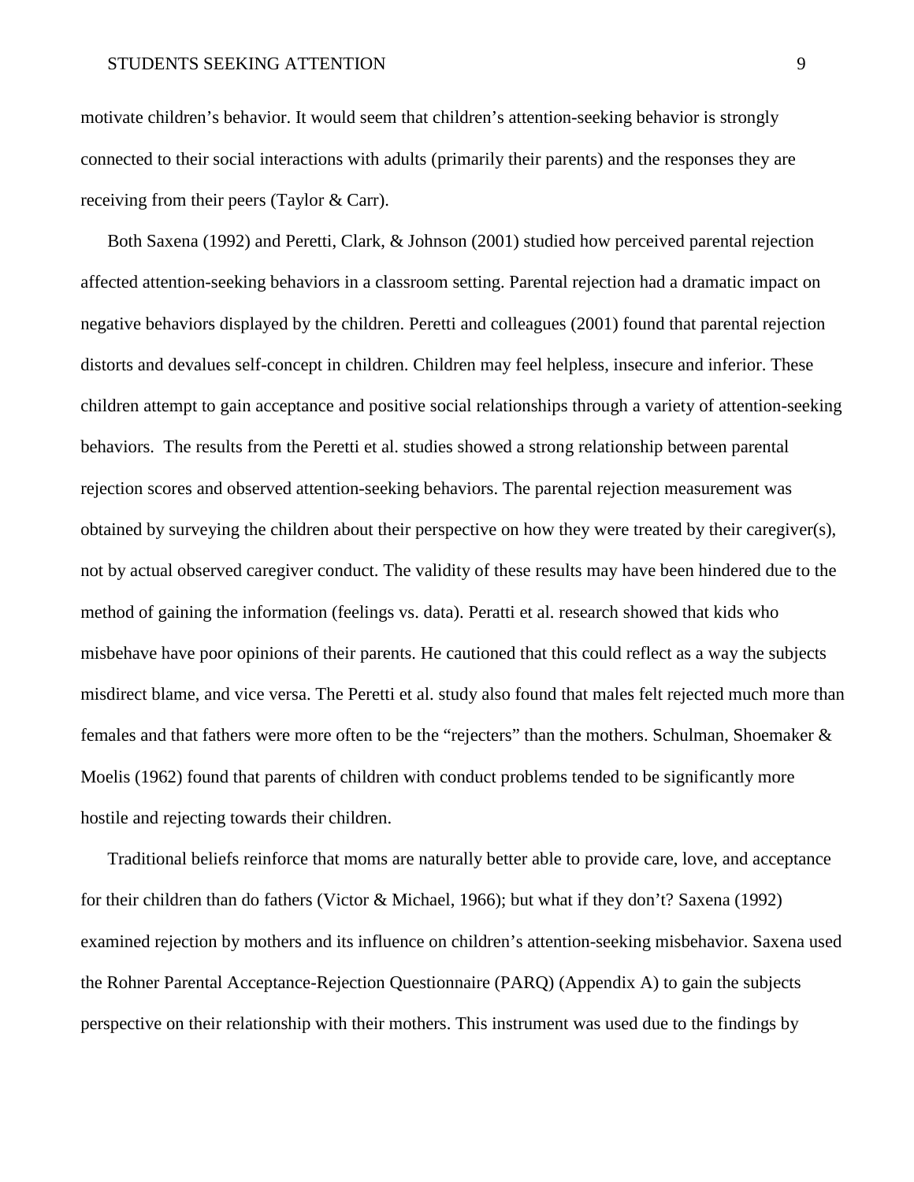motivate children's behavior. It would seem that children's attention-seeking behavior is strongly connected to their social interactions with adults (primarily their parents) and the responses they are receiving from their peers (Taylor & Carr).

Both Saxena (1992) and Peretti, Clark, & Johnson (2001) studied how perceived parental rejection affected attention-seeking behaviors in a classroom setting. Parental rejection had a dramatic impact on negative behaviors displayed by the children. Peretti and colleagues (2001) found that parental rejection distorts and devalues self-concept in children. Children may feel helpless, insecure and inferior. These children attempt to gain acceptance and positive social relationships through a variety of attention-seeking behaviors. The results from the Peretti et al. studies showed a strong relationship between parental rejection scores and observed attention-seeking behaviors. The parental rejection measurement was obtained by surveying the children about their perspective on how they were treated by their caregiver(s), not by actual observed caregiver conduct. The validity of these results may have been hindered due to the method of gaining the information (feelings vs. data). Peratti et al. research showed that kids who misbehave have poor opinions of their parents. He cautioned that this could reflect as a way the subjects misdirect blame, and vice versa. The Peretti et al. study also found that males felt rejected much more than females and that fathers were more often to be the "rejecters" than the mothers. Schulman, Shoemaker & Moelis (1962) found that parents of children with conduct problems tended to be significantly more hostile and rejecting towards their children.

Traditional beliefs reinforce that moms are naturally better able to provide care, love, and acceptance for their children than do fathers (Victor & Michael, 1966); but what if they don't? Saxena (1992) examined rejection by mothers and its influence on children's attention-seeking misbehavior. Saxena used the Rohner Parental Acceptance-Rejection Questionnaire (PARQ) (Appendix A) to gain the subjects perspective on their relationship with their mothers. This instrument was used due to the findings by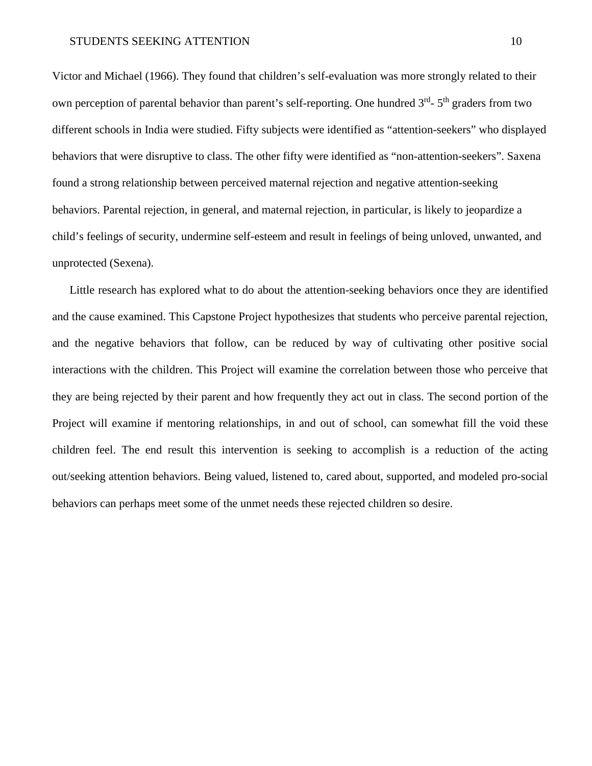Victor and Michael (1966). They found that children's self-evaluation was more strongly related to their own perception of parental behavior than parent's self-reporting. One hundred 3rd- 5th graders from two different schools in India were studied. Fifty subjects were identified as "attention-seekers" who displayed behaviors that were disruptive to class. The other fifty were identified as "non-attention-seekers". Saxena found a strong relationship between perceived maternal rejection and negative attention-seeking behaviors. Parental rejection, in general, and maternal rejection, in particular, is likely to jeopardize a child's feelings of security, undermine self-esteem and result in feelings of being unloved, unwanted, and unprotected (Sexena).

Little research has explored what to do about the attention-seeking behaviors once they are identified and the cause examined. This Capstone Project hypothesizes that students who perceive parental rejection, and the negative behaviors that follow, can be reduced by way of cultivating other positive social interactions with the children. This Project will examine the correlation between those who perceive that they are being rejected by their parent and how frequently they act out in class. The second portion of the Project will examine if mentoring relationships, in and out of school, can somewhat fill the void these children feel. The end result this intervention is seeking to accomplish is a reduction of the acting out/seeking attention behaviors. Being valued, listened to, cared about, supported, and modeled pro-social behaviors can perhaps meet some of the unmet needs these rejected children so desire.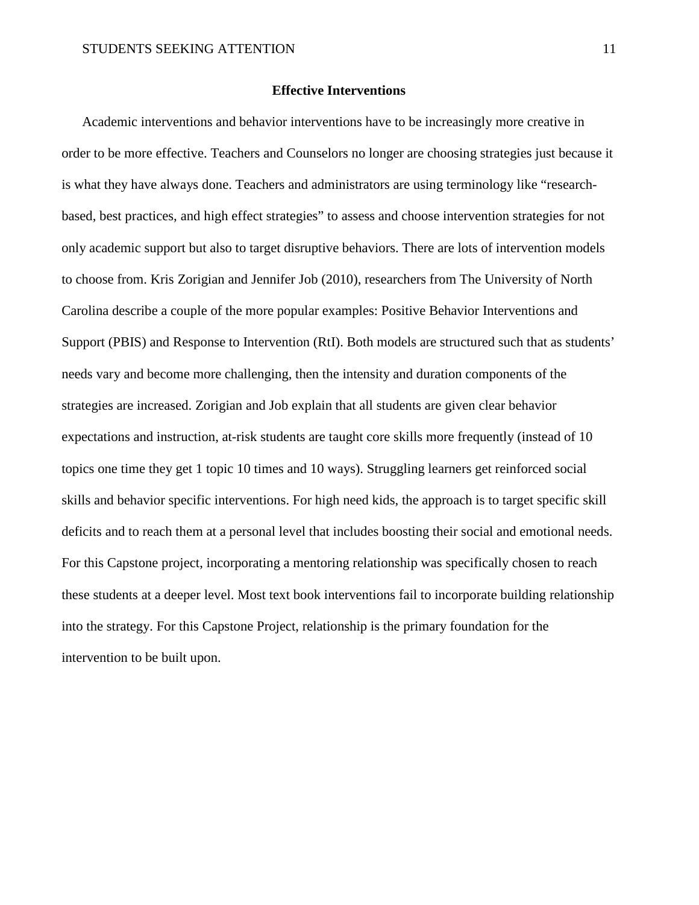## Effective Interventions

Academic interventions and behavior interventions have to be increasingly more creative in order to be more effective. Teachers and Counselors no longer are choosing strategies just because it is what they have always done. Teachers and administrators are using terminology like "research-based, best practices, and high effect strategies" to assess and choose intervention strategies for not only academic support but also to target disruptive behaviors. There are lots of intervention models to choose from. Kris Zorigian and Jennifer Job (2010), researchers from The University of North Carolina describe a couple of the more popular examples: Positive Behavior Interventions and Support (PBIS) and Response to Intervention (RtI). Both models are structured such that as students' needs vary and become more challenging, then the intensity and duration components of the strategies are increased. Zorigian and Job explain that all students are given clear behavior expectations and instruction, at-risk students are taught core skills more frequently (instead of 10 topics one time they get 1 topic 10 times and 10 ways). Struggling learners get reinforced social skills and behavior specific interventions. For high need kids, the approach is to target specific skill deficits and to reach them at a personal level that includes boosting their social and emotional needs. For this Capstone project, incorporating a mentoring relationship was specifically chosen to reach these students at a deeper level. Most text book interventions fail to incorporate building relationship into the strategy. For this Capstone Project, relationship is the primary foundation for the intervention to be built upon.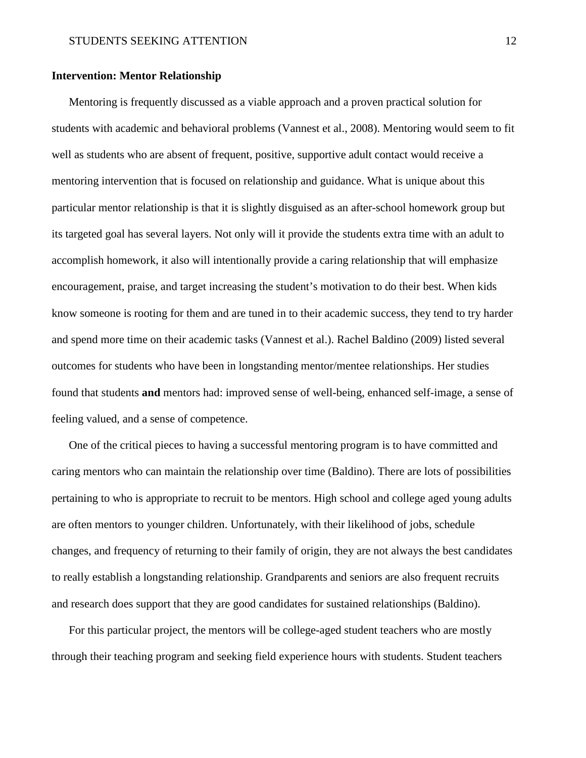**Intervention: Mentor Relationship**

Mentoring is frequently discussed as a viable approach and a proven practical solution for students with academic and behavioral problems (Vannest et al., 2008). Mentoring would seem to fit well as students who are absent of frequent, positive, supportive adult contact would receive a mentoring intervention that is focused on relationship and guidance. What is unique about this particular mentor relationship is that it is slightly disguised as an after-school homework group but its targeted goal has several layers. Not only will it provide the students extra time with an adult to accomplish homework, it also will intentionally provide a caring relationship that will emphasize encouragement, praise, and target increasing the student's motivation to do their best. When kids know someone is rooting for them and are tuned in to their academic success, they tend to try harder and spend more time on their academic tasks (Vannest et al.). Rachel Baldino (2009) listed several outcomes for students who have been in longstanding mentor/mentee relationships. Her studies found that students **and** mentors had: improved sense of well-being, enhanced self-image, a sense of feeling valued, and a sense of competence.

One of the critical pieces to having a successful mentoring program is to have committed and caring mentors who can maintain the relationship over time (Baldino). There are lots of possibilities pertaining to who is appropriate to recruit to be mentors. High school and college aged young adults are often mentors to younger children. Unfortunately, with their likelihood of jobs, schedule changes, and frequency of returning to their family of origin, they are not always the best candidates to really establish a longstanding relationship. Grandparents and seniors are also frequent recruits and research does support that they are good candidates for sustained relationships (Baldino).

For this particular project, the mentors will be college-aged student teachers who are mostly through their teaching program and seeking field experience hours with students. Student teachers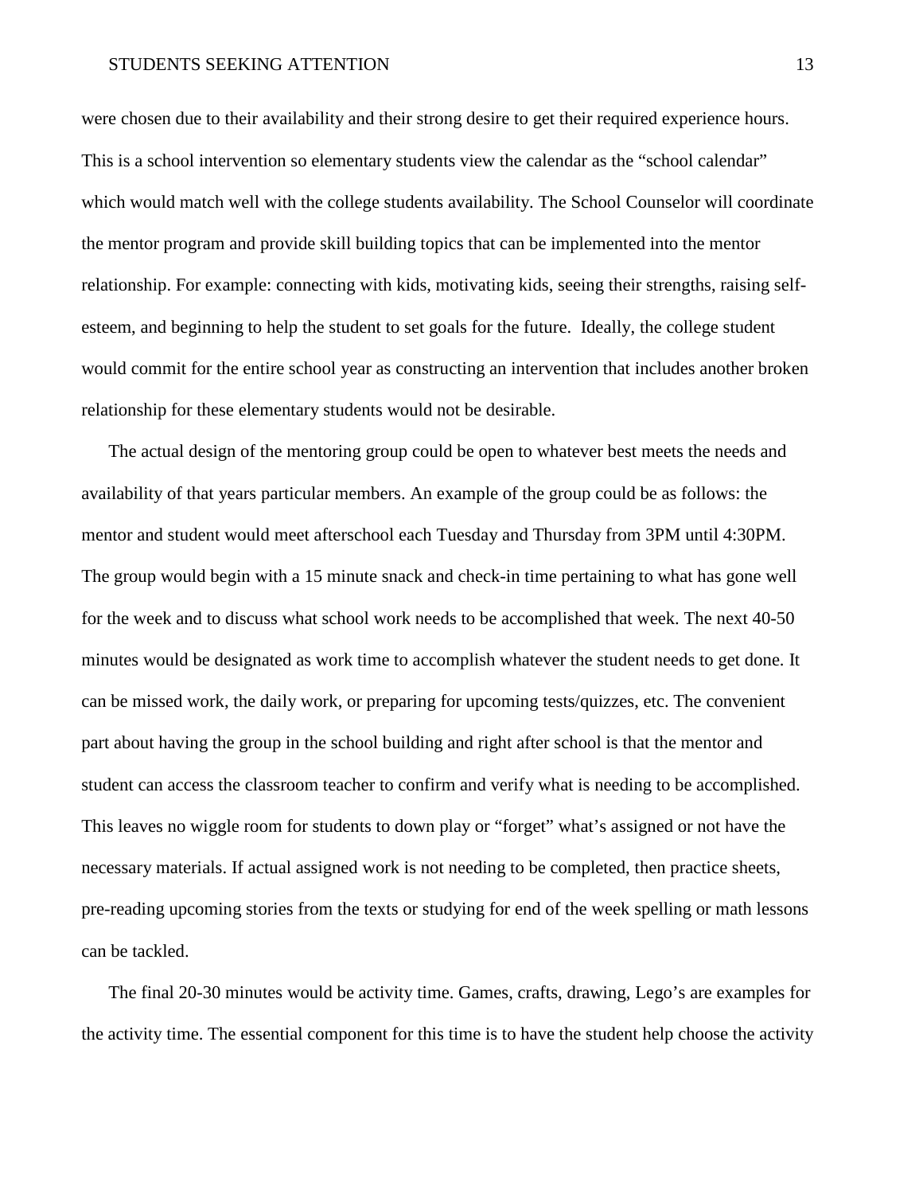were chosen due to their availability and their strong desire to get their required experience hours. This is a school intervention so elementary students view the calendar as the "school calendar" which would match well with the college students availability. The School Counselor will coordinate the mentor program and provide skill building topics that can be implemented into the mentor relationship. For example: connecting with kids, motivating kids, seeing their strengths, raising self-esteem, and beginning to help the student to set goals for the future.  Ideally, the college student would commit for the entire school year as constructing an intervention that includes another broken relationship for these elementary students would not be desirable.

The actual design of the mentoring group could be open to whatever best meets the needs and availability of that years particular members. An example of the group could be as follows: the mentor and student would meet afterschool each Tuesday and Thursday from 3PM until 4:30PM. The group would begin with a 15 minute snack and check-in time pertaining to what has gone well for the week and to discuss what school work needs to be accomplished that week. The next 40-50 minutes would be designated as work time to accomplish whatever the student needs to get done. It can be missed work, the daily work, or preparing for upcoming tests/quizzes, etc. The convenient part about having the group in the school building and right after school is that the mentor and student can access the classroom teacher to confirm and verify what is needing to be accomplished. This leaves no wiggle room for students to down play or "forget" what's assigned or not have the necessary materials. If actual assigned work is not needing to be completed, then practice sheets, pre-reading upcoming stories from the texts or studying for end of the week spelling or math lessons can be tackled.

The final 20-30 minutes would be activity time. Games, crafts, drawing, Lego's are examples for the activity time. The essential component for this time is to have the student help choose the activity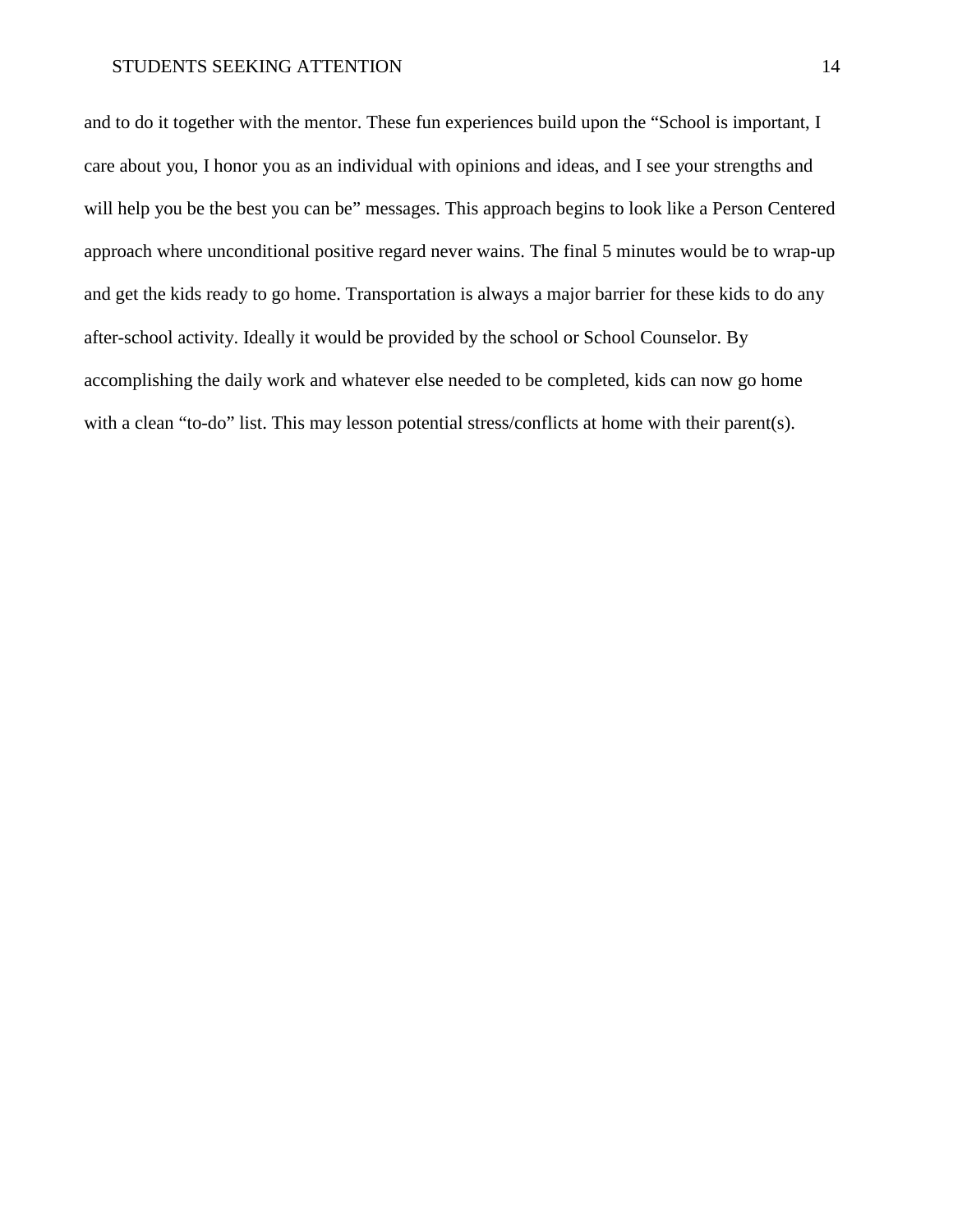and to do it together with the mentor. These fun experiences build upon the "School is important, I care about you, I honor you as an individual with opinions and ideas, and I see your strengths and will help you be the best you can be" messages. This approach begins to look like a Person Centered approach where unconditional positive regard never wains. The final 5 minutes would be to wrap-up and get the kids ready to go home. Transportation is always a major barrier for these kids to do any after-school activity. Ideally it would be provided by the school or School Counselor. By accomplishing the daily work and whatever else needed to be completed, kids can now go home with a clean "to-do" list. This may lesson potential stress/conflicts at home with their parent(s).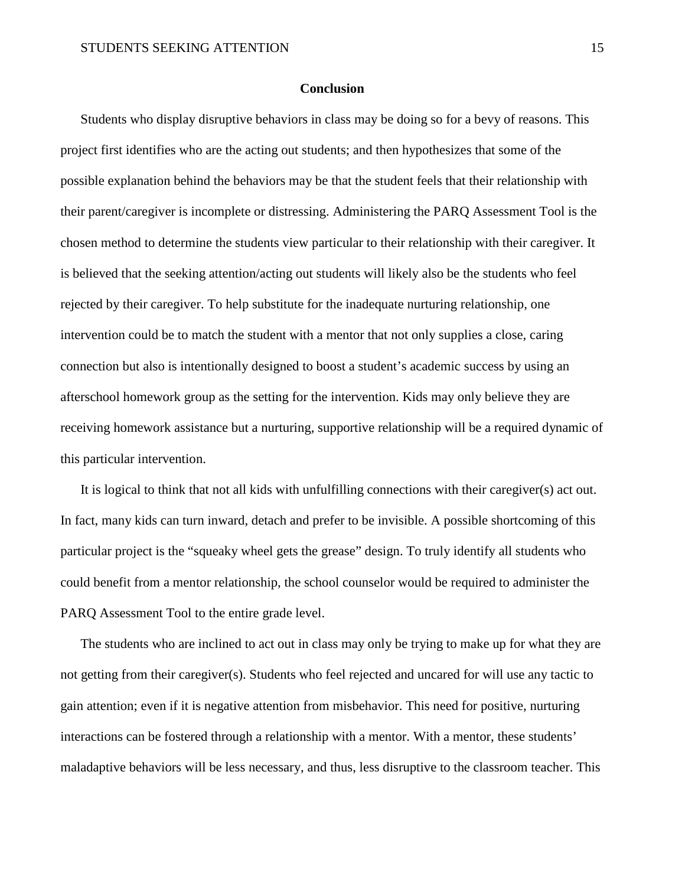## Conclusion

Students who display disruptive behaviors in class may be doing so for a bevy of reasons. This project first identifies who are the acting out students; and then hypothesizes that some of the possible explanation behind the behaviors may be that the student feels that their relationship with their parent/caregiver is incomplete or distressing. Administering the PARQ Assessment Tool is the chosen method to determine the students view particular to their relationship with their caregiver. It is believed that the seeking attention/acting out students will likely also be the students who feel rejected by their caregiver. To help substitute for the inadequate nurturing relationship, one intervention could be to match the student with a mentor that not only supplies a close, caring connection but also is intentionally designed to boost a student's academic success by using an afterschool homework group as the setting for the intervention. Kids may only believe they are receiving homework assistance but a nurturing, supportive relationship will be a required dynamic of this particular intervention.

It is logical to think that not all kids with unfulfilling connections with their caregiver(s) act out. In fact, many kids can turn inward, detach and prefer to be invisible. A possible shortcoming of this particular project is the "squeaky wheel gets the grease" design. To truly identify all students who could benefit from a mentor relationship, the school counselor would be required to administer the PARQ Assessment Tool to the entire grade level.

The students who are inclined to act out in class may only be trying to make up for what they are not getting from their caregiver(s). Students who feel rejected and uncared for will use any tactic to gain attention; even if it is negative attention from misbehavior. This need for positive, nurturing interactions can be fostered through a relationship with a mentor. With a mentor, these students' maladaptive behaviors will be less necessary, and thus, less disruptive to the classroom teacher. This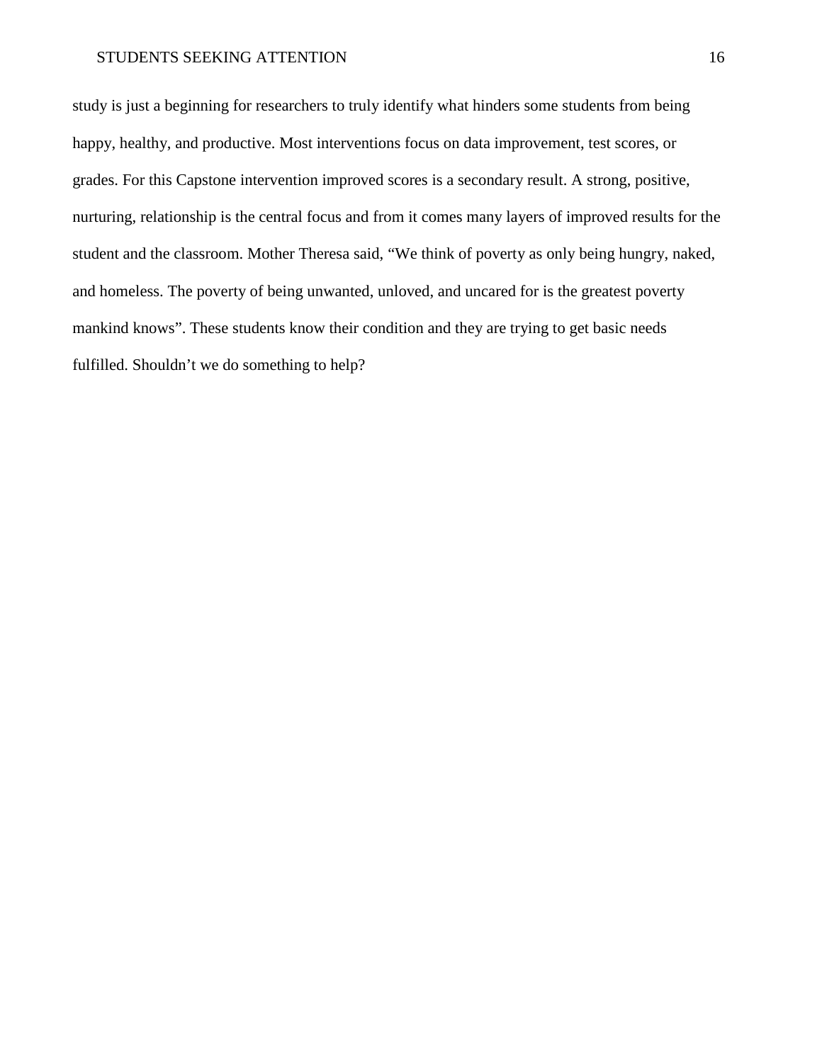study is just a beginning for researchers to truly identify what hinders some students from being happy, healthy, and productive. Most interventions focus on data improvement, test scores, or grades. For this Capstone intervention improved scores is a secondary result. A strong, positive, nurturing, relationship is the central focus and from it comes many layers of improved results for the student and the classroom. Mother Theresa said, “We think of poverty as only being hungry, naked, and homeless. The poverty of being unwanted, unloved, and uncared for is the greatest poverty mankind knows”. These students know their condition and they are trying to get basic needs fulfilled. Shouldn’t we do something to help?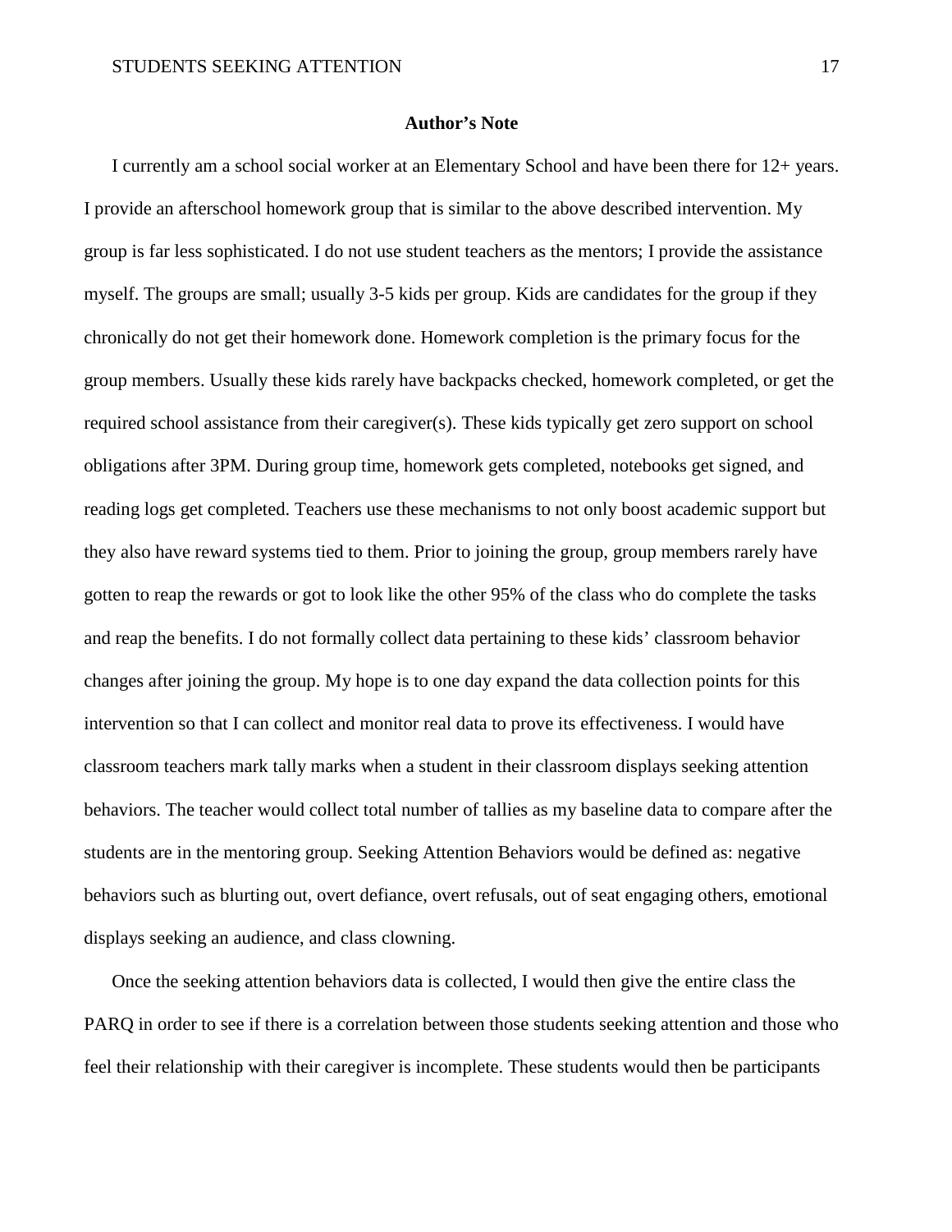## Author's Note

I currently am a school social worker at an Elementary School and have been there for 12+ years. I provide an afterschool homework group that is similar to the above described intervention. My group is far less sophisticated. I do not use student teachers as the mentors; I provide the assistance myself. The groups are small; usually 3-5 kids per group. Kids are candidates for the group if they chronically do not get their homework done. Homework completion is the primary focus for the group members. Usually these kids rarely have backpacks checked, homework completed, or get the required school assistance from their caregiver(s). These kids typically get zero support on school obligations after 3PM. During group time, homework gets completed, notebooks get signed, and reading logs get completed. Teachers use these mechanisms to not only boost academic support but they also have reward systems tied to them. Prior to joining the group, group members rarely have gotten to reap the rewards or got to look like the other 95% of the class who do complete the tasks and reap the benefits. I do not formally collect data pertaining to these kids' classroom behavior changes after joining the group. My hope is to one day expand the data collection points for this intervention so that I can collect and monitor real data to prove its effectiveness. I would have classroom teachers mark tally marks when a student in their classroom displays seeking attention behaviors. The teacher would collect total number of tallies as my baseline data to compare after the students are in the mentoring group. Seeking Attention Behaviors would be defined as: negative behaviors such as blurting out, overt defiance, overt refusals, out of seat engaging others, emotional displays seeking an audience, and class clowning.

Once the seeking attention behaviors data is collected, I would then give the entire class the PARQ in order to see if there is a correlation between those students seeking attention and those who feel their relationship with their caregiver is incomplete. These students would then be participants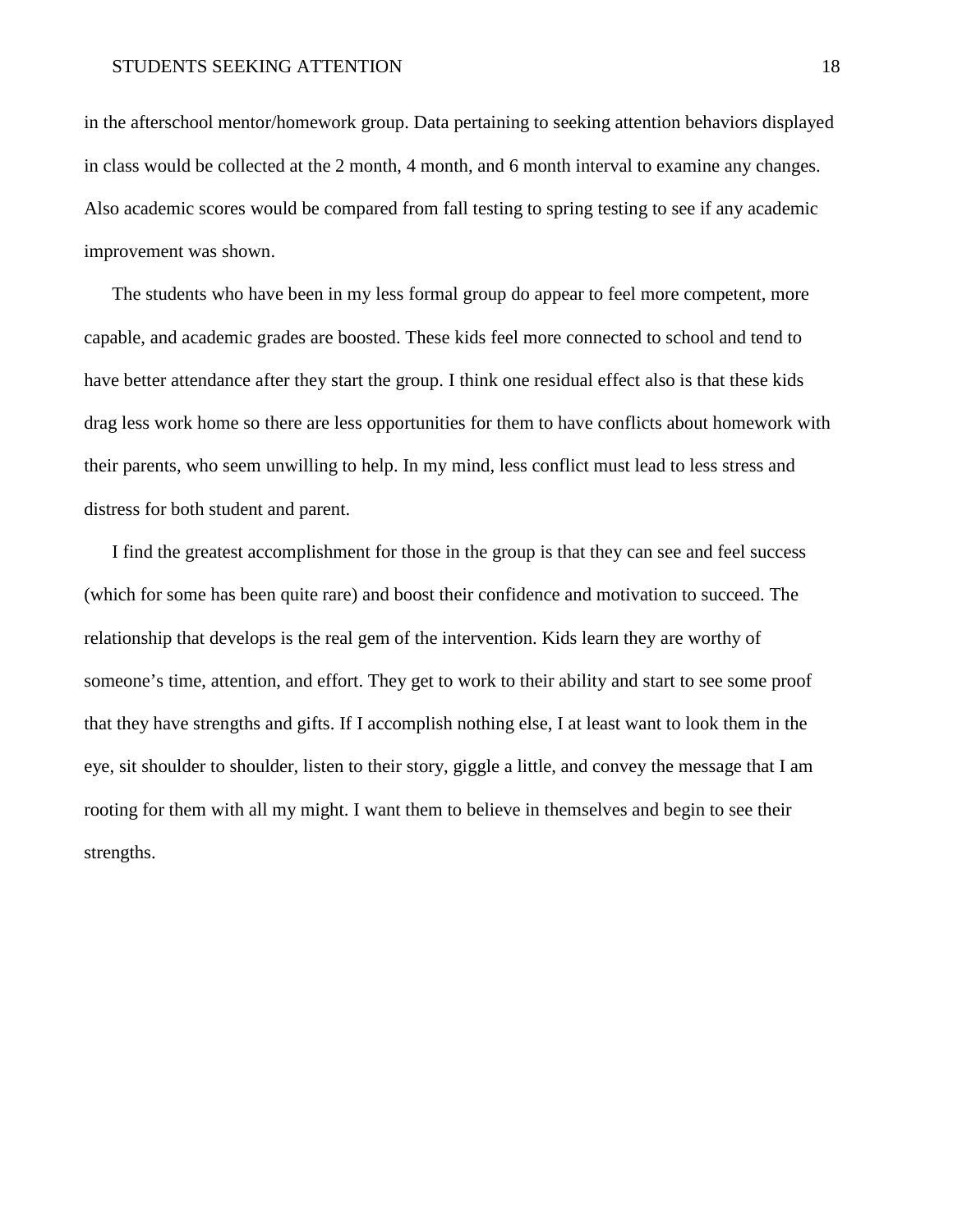in the afterschool mentor/homework group. Data pertaining to seeking attention behaviors displayed in class would be collected at the 2 month, 4 month, and 6 month interval to examine any changes. Also academic scores would be compared from fall testing to spring testing to see if any academic improvement was shown.

The students who have been in my less formal group do appear to feel more competent, more capable, and academic grades are boosted. These kids feel more connected to school and tend to have better attendance after they start the group. I think one residual effect also is that these kids drag less work home so there are less opportunities for them to have conflicts about homework with their parents, who seem unwilling to help. In my mind, less conflict must lead to less stress and distress for both student and parent.

I find the greatest accomplishment for those in the group is that they can see and feel success (which for some has been quite rare) and boost their confidence and motivation to succeed. The relationship that develops is the real gem of the intervention. Kids learn they are worthy of someone's time, attention, and effort. They get to work to their ability and start to see some proof that they have strengths and gifts. If I accomplish nothing else, I at least want to look them in the eye, sit shoulder to shoulder, listen to their story, giggle a little, and convey the message that I am rooting for them with all my might. I want them to believe in themselves and begin to see their strengths.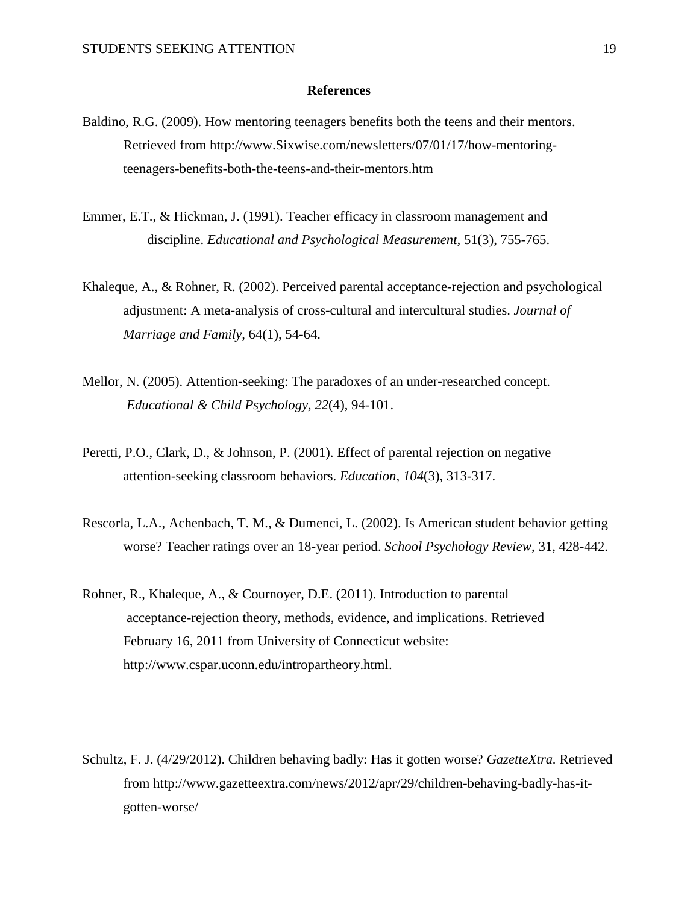# References

Baldino, R.G. (2009). How mentoring teenagers benefits both the teens and their mentors. Retrieved from http://www.Sixwise.com/newsletters/07/01/17/how-mentoring-teenagers-benefits-both-the-teens-and-their-mentors.htm

Emmer, E.T., & Hickman, J. (1991). Teacher efficacy in classroom management and discipline. *Educational and Psychological Measurement*, 51(3), 755-765.

Khaleque, A., & Rohner, R. (2002). Perceived parental acceptance-rejection and psychological adjustment: A meta-analysis of cross-cultural and intercultural studies. *Journal of Marriage and Family,* 64(1), 54-64.

Mellor, N. (2005). Attention-seeking: The paradoxes of an under-researched concept. *Educational & Child Psychology, 22*(4), 94-101.

Peretti, P.O., Clark, D., & Johnson, P. (2001). Effect of parental rejection on negative attention-seeking classroom behaviors. *Education, 104*(3), 313-317.

Rescorla, L.A., Achenbach, T. M., & Dumenci, L. (2002). Is American student behavior getting worse? Teacher ratings over an 18-year period. *School Psychology Review*, 31, 428-442.

Rohner, R., Khaleque, A., & Cournoyer, D.E. (2011). Introduction to parental acceptance-rejection theory, methods, evidence, and implications. Retrieved February 16, 2011 from University of Connecticut website: http://www.cspar.uconn.edu/intropartheory.html.

Schultz, F. J. (4/29/2012). Children behaving badly: Has it gotten worse? *GazetteXtra*. Retrieved from http://www.gazetteextra.com/news/2012/apr/29/children-behaving-badly-has-it-gotten-worse/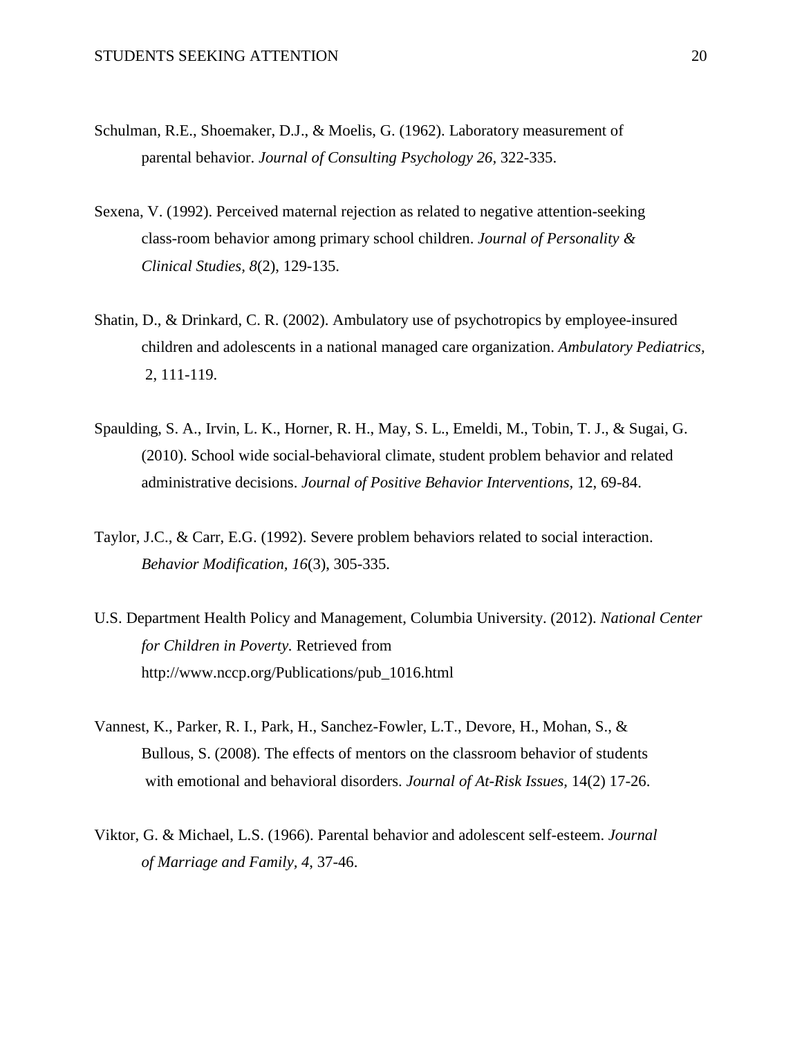Schulman, R.E., Shoemaker, D.J., & Moelis, G. (1962). Laboratory measurement of parental behavior. *Journal of Consulting Psychology 26*, 322-335.

Sexena, V. (1992). Perceived maternal rejection as related to negative attention-seeking class-room behavior among primary school children. *Journal of Personality & Clinical Studies, 8*(2), 129-135.

Shatin, D., & Drinkard, C. R. (2002). Ambulatory use of psychotropics by employee-insured children and adolescents in a national managed care organization. *Ambulatory Pediatrics,* 2, 111-119.

Spaulding, S. A., Irvin, L. K., Horner, R. H., May, S. L., Emeldi, M., Tobin, T. J., & Sugai, G. (2010). School wide social-behavioral climate, student problem behavior and related administrative decisions. *Journal of Positive Behavior Interventions,* 12, 69-84.

Taylor, J.C., & Carr, E.G. (1992). Severe problem behaviors related to social interaction. *Behavior Modification, 16*(3), 305-335.

U.S. Department Health Policy and Management, Columbia University. (2012). *National Center for Children in Poverty.* Retrieved from http://www.nccp.org/Publications/pub_1016.html

Vannest, K., Parker, R. I., Park, H., Sanchez-Fowler, L.T., Devore, H., Mohan, S., & Bullous, S. (2008). The effects of mentors on the classroom behavior of students with emotional and behavioral disorders. *Journal of At-Risk Issues*, 14(2) 17-26.

Viktor, G. & Michael, L.S. (1966). Parental behavior and adolescent self-esteem. *Journal of Marriage and Family, 4*, 37-46.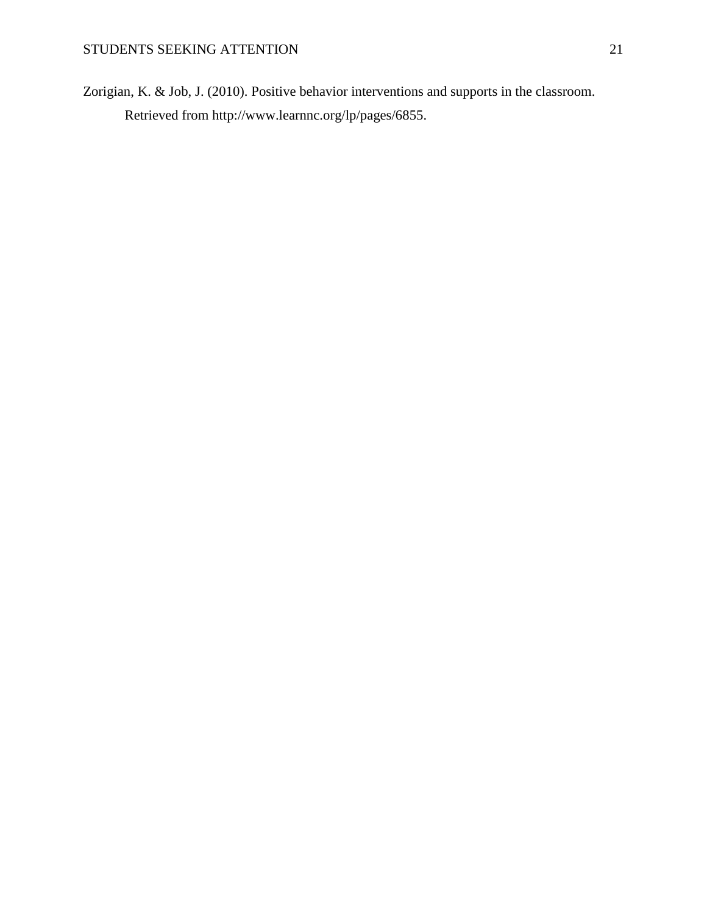Zorigian, K. & Job, J. (2010). Positive behavior interventions and supports in the classroom. Retrieved from http://www.learnnc.org/lp/pages/6855.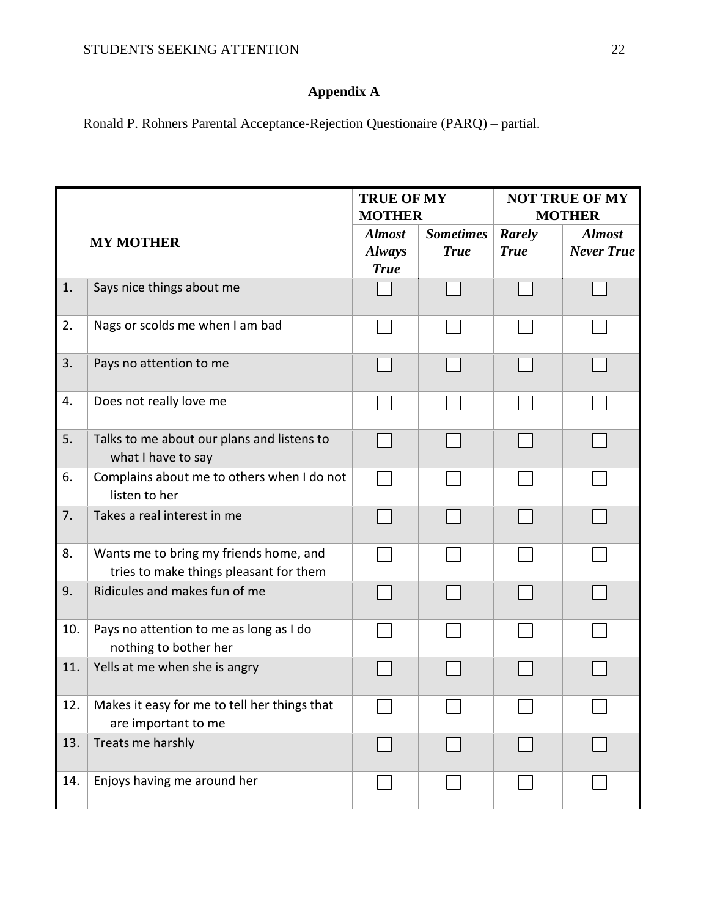## Appendix A

Ronald P. Rohners Parental Acceptance-Rejection Questionaire (PARQ) – partial.

| MY MOTHER | | TRUE OF MY MOTHER | | NOT TRUE OF MY MOTHER | |
|---|---|---|---|---|---|
| | | ***Almost Always True*** | ***Sometimes True*** | ***Rarely True*** | ***Almost Never True*** |
| 1. | Says nice things about me | ☐ | ☐ | ☐ | ☐ |
| 2. | Nags or scolds me when I am bad | ☐ | ☐ | ☐ | ☐ |
| 3. | Pays no attention to me | ☐ | ☐ | ☐ | ☐ |
| 4. | Does not really love me | ☐ | ☐ | ☐ | ☐ |
| 5. | Talks to me about our plans and listens to what I have to say | ☐ | ☐ | ☐ | ☐ |
| 6. | Complains about me to others when I do not listen to her | ☐ | ☐ | ☐ | ☐ |
| 7. | Takes a real interest in me | ☐ | ☐ | ☐ | ☐ |
| 8. | Wants me to bring my friends home, and tries to make things pleasant for them | ☐ | ☐ | ☐ | ☐ |
| 9. | Ridicules and makes fun of me | ☐ | ☐ | ☐ | ☐ |
| 10. | Pays no attention to me as long as I do nothing to bother her | ☐ | ☐ | ☐ | ☐ |
| 11. | Yells at me when she is angry | ☐ | ☐ | ☐ | ☐ |
| 12. | Makes it easy for me to tell her things that are important to me | ☐ | ☐ | ☐ | ☐ |
| 13. | Treats me harshly | ☐ | ☐ | ☐ | ☐ |
| 14. | Enjoys having me around her | ☐ | ☐ | ☐ | ☐ |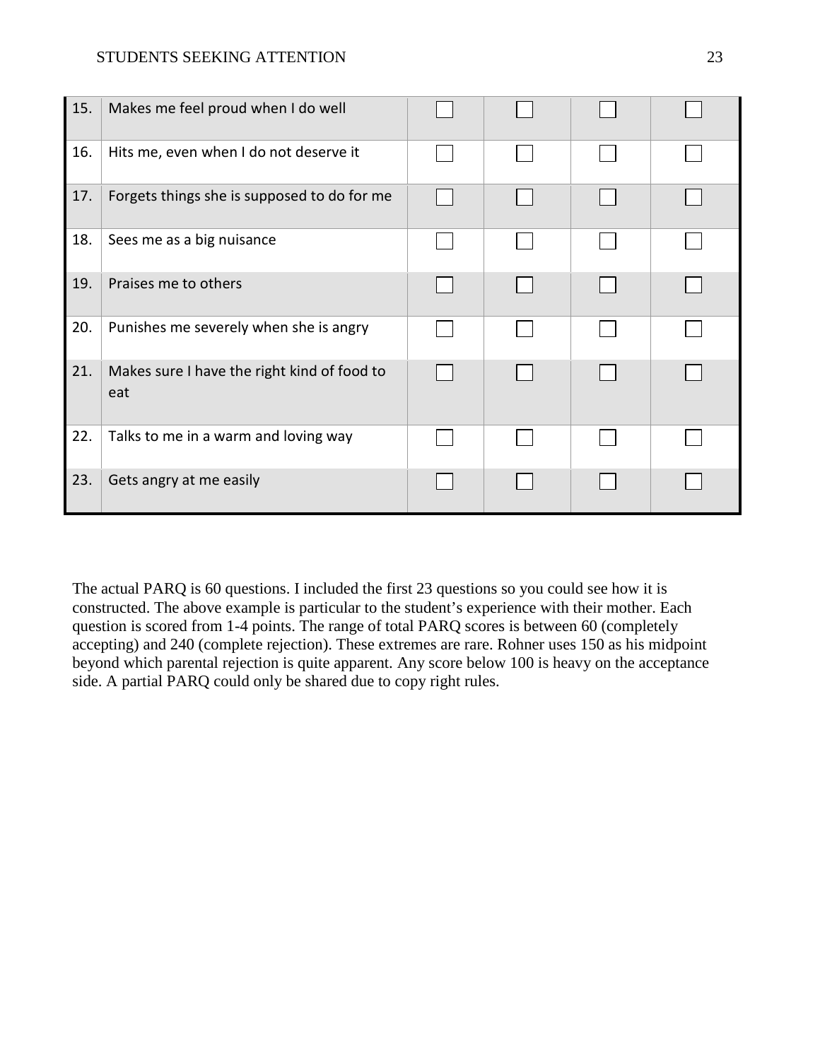| | | | | | |
|---|---|---|---|---|---|
| 15. | Makes me feel proud when I do well | ☐ | ☐ | ☐ | ☐ |
| 16. | Hits me, even when I do not deserve it | ☐ | ☐ | ☐ | ☐ |
| 17. | Forgets things she is supposed to do for me | ☐ | ☐ | ☐ | ☐ |
| 18. | Sees me as a big nuisance | ☐ | ☐ | ☐ | ☐ |
| 19. | Praises me to others | ☐ | ☐ | ☐ | ☐ |
| 20. | Punishes me severely when she is angry | ☐ | ☐ | ☐ | ☐ |
| 21. | Makes sure I have the right kind of food to eat | ☐ | ☐ | ☐ | ☐ |
| 22. | Talks to me in a warm and loving way | ☐ | ☐ | ☐ | ☐ |
| 23. | Gets angry at me easily | ☐ | ☐ | ☐ | ☐ |

The actual PARQ is 60 questions. I included the first 23 questions so you could see how it is constructed. The above example is particular to the student's experience with their mother. Each question is scored from 1-4 points. The range of total PARQ scores is between 60 (completely accepting) and 240 (complete rejection). These extremes are rare. Rohner uses 150 as his midpoint beyond which parental rejection is quite apparent. Any score below 100 is heavy on the acceptance side. A partial PARQ could only be shared due to copy right rules.